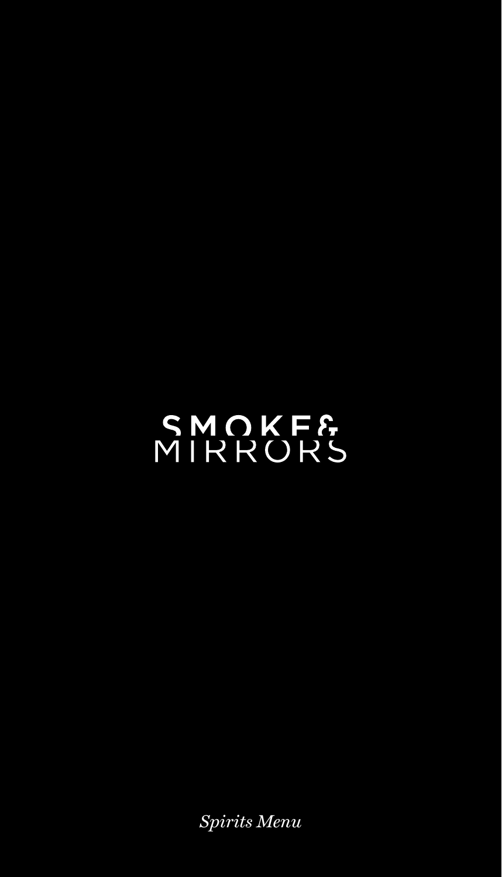# SMOKE & MIRRORS

*Spirits Menu*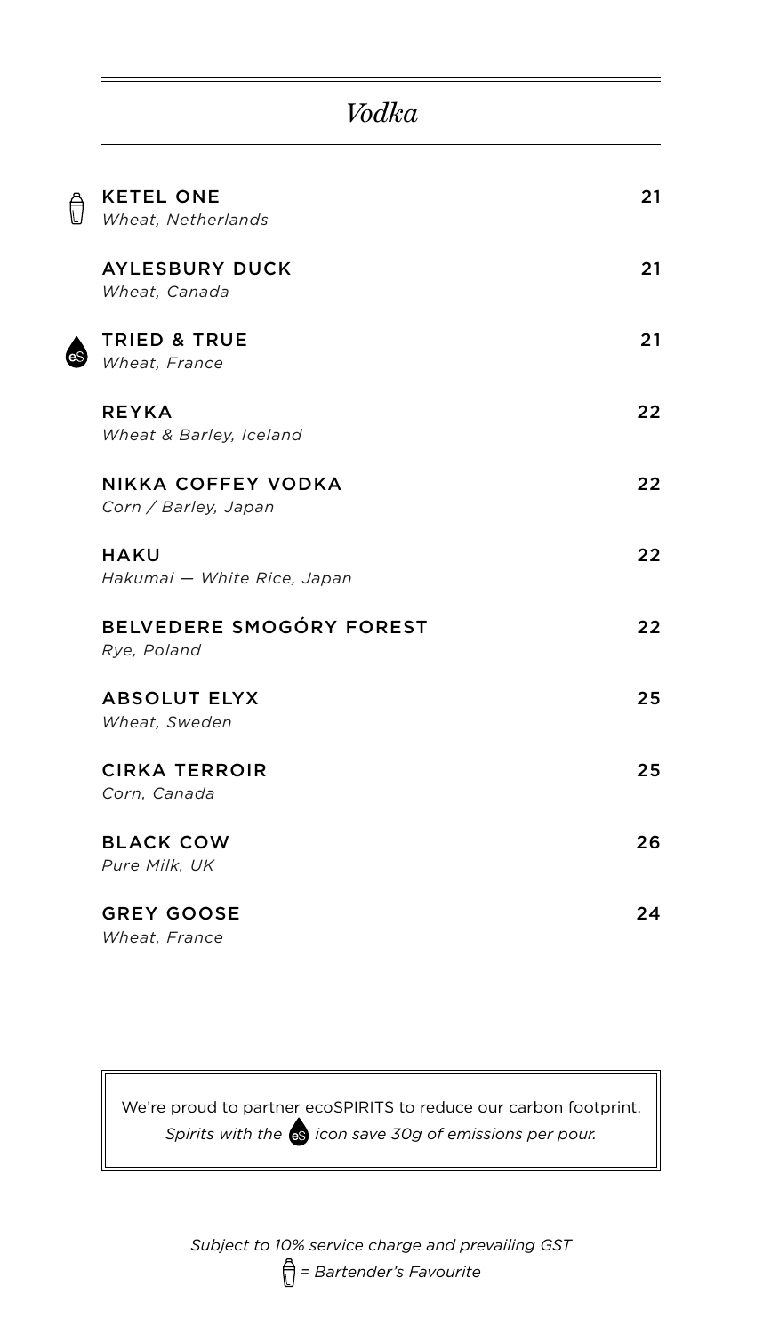# *Vodka*

| | | |
|---|---|---|
| 🍸 | **KETEL ONE**<br>*Wheat, Netherlands* | 21 |
| | **AYLESBURY DUCK**<br>*Wheat, Canada* | 21 |
| eS | **TRIED & TRUE**<br>*Wheat, France* | 21 |
| | **REYKA**<br>*Wheat & Barley, Iceland* | 22 |
| | **NIKKA COFFEY VODKA**<br>*Corn / Barley, Japan* | 22 |
| | **HAKU**<br>*Hakumai — White Rice, Japan* | 22 |
| | **BELVEDERE SMOGÓRY FOREST**<br>*Rye, Poland* | 22 |
| | **ABSOLUT ELYX**<br>*Wheat, Sweden* | 25 |
| | **CIRKA TERROIR**<br>*Corn, Canada* | 25 |
| | **BLACK COW**<br>*Pure Milk, UK* | 26 |
| | **GREY GOOSE**<br>*Wheat, France* | 24 |

We're proud to partner ecoSPIRITS to reduce our carbon footprint.
*Spirits with the eS icon save 30g of emissions per pour.*

*Subject to 10% service charge and prevailing GST*

*🍸 = Bartender's Favourite*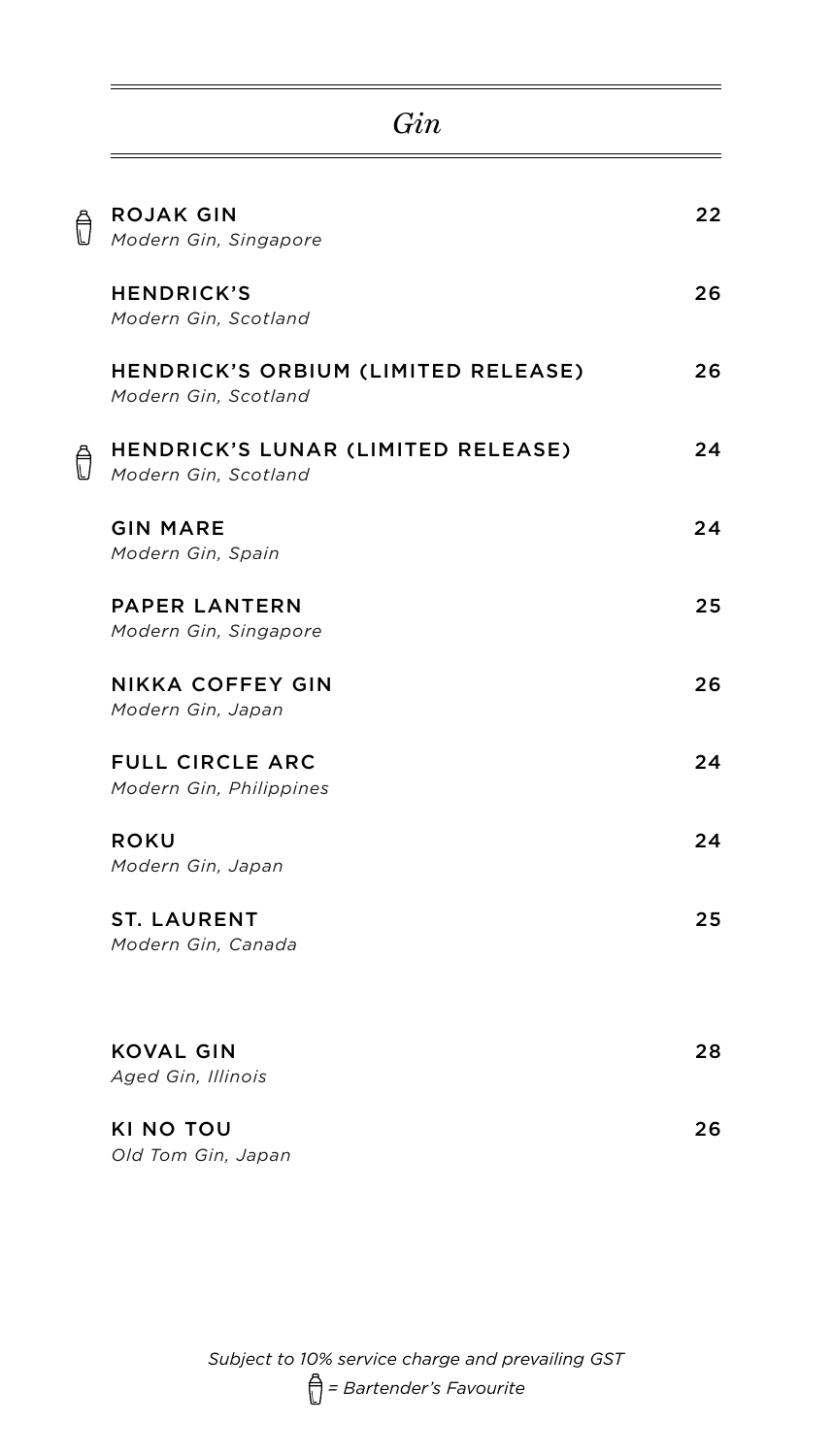# *Gin*

🍸 **ROJAK GIN** — 22
*Modern Gin, Singapore*

**HENDRICK'S** — 26
*Modern Gin, Scotland*

**HENDRICK'S ORBIUM (LIMITED RELEASE)** — 26
*Modern Gin, Scotland*

🍸 **HENDRICK'S LUNAR (LIMITED RELEASE)** — 24
*Modern Gin, Scotland*

**GIN MARE** — 24
*Modern Gin, Spain*

**PAPER LANTERN** — 25
*Modern Gin, Singapore*

**NIKKA COFFEY GIN** — 26
*Modern Gin, Japan*

**FULL CIRCLE ARC** — 24
*Modern Gin, Philippines*

**ROKU** — 24
*Modern Gin, Japan*

**ST. LAURENT** — 25
*Modern Gin, Canada*

**KOVAL GIN** — 28
*Aged Gin, Illinois*

**KI NO TOU** — 26
*Old Tom Gin, Japan*

*Subject to 10% service charge and prevailing GST*

*🍸 = Bartender's Favourite*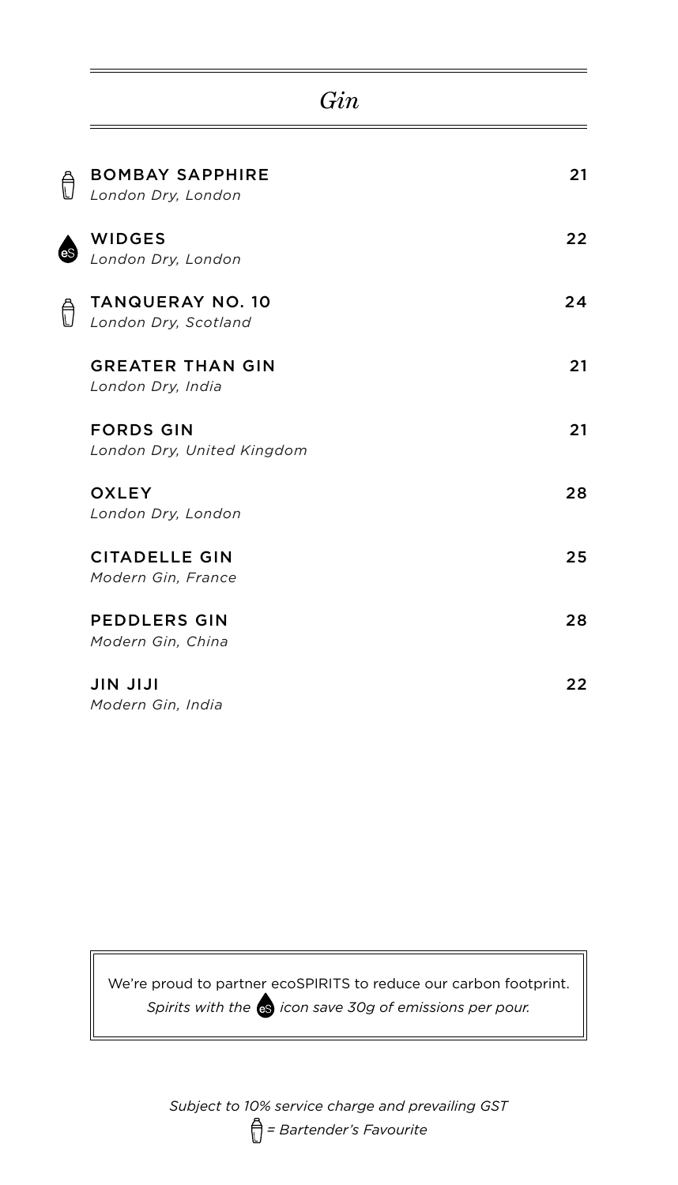# *Gin*

🍸 **BOMBAY SAPPHIRE** — 21
*London Dry, London*

eS **WIDGES** — 22
*London Dry, London*

🍸 **TANQUERAY NO. 10** — 24
*London Dry, Scotland*

**GREATER THAN GIN** — 21
*London Dry, India*

**FORDS GIN** — 21
*London Dry, United Kingdom*

**OXLEY** — 28
*London Dry, London*

**CITADELLE GIN** — 25
*Modern Gin, France*

**PEDDLERS GIN** — 28
*Modern Gin, China*

**JIN JIJI** — 22
*Modern Gin, India*

> We're proud to partner ecoSPIRITS to reduce our carbon footprint.
> *Spirits with the eS icon save 30g of emissions per pour.*

*Subject to 10% service charge and prevailing GST*

*🍸 = Bartender's Favourite*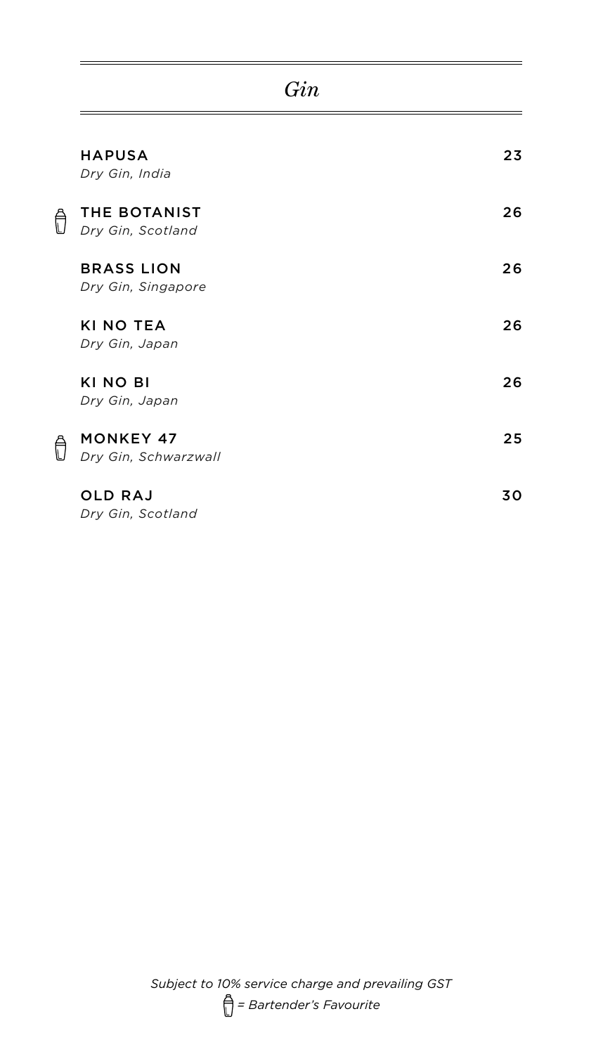# *Gin*

**HAPUSA** — 23
*Dry Gin, India*

🍸 **THE BOTANIST** — 26
*Dry Gin, Scotland*

**BRASS LION** — 26
*Dry Gin, Singapore*

**KI NO TEA** — 26
*Dry Gin, Japan*

**KI NO BI** — 26
*Dry Gin, Japan*

🍸 **MONKEY 47** — 25
*Dry Gin, Schwarzwall*

**OLD RAJ** — 30
*Dry Gin, Scotland*

*Subject to 10% service charge and prevailing GST*

*🍸 = Bartender's Favourite*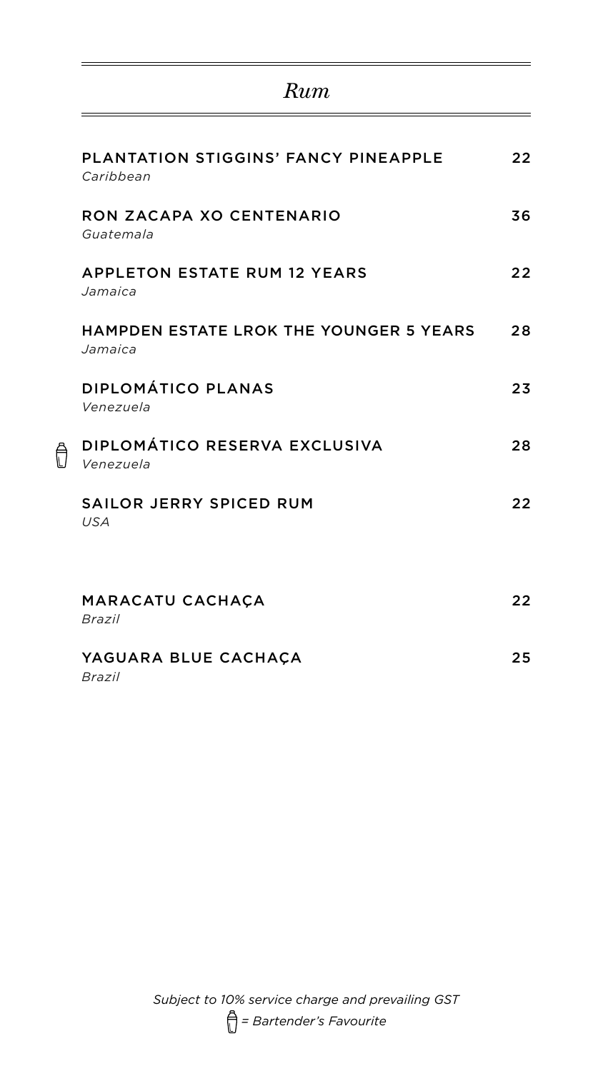# *Rum*

| Item | Price |
|---|---|
| **PLANTATION STIGGINS' FANCY PINEAPPLE**<br>*Caribbean* | 22 |
| **RON ZACAPA XO CENTENARIO**<br>*Guatemala* | 36 |
| **APPLETON ESTATE RUM 12 YEARS**<br>*Jamaica* | 22 |
| **HAMPDEN ESTATE LROK THE YOUNGER 5 YEARS**<br>*Jamaica* | 28 |
| **DIPLOMÁTICO PLANAS**<br>*Venezuela* | 23 |
| 🍸 **DIPLOMÁTICO RESERVA EXCLUSIVA**<br>*Venezuela* | 28 |
| **SAILOR JERRY SPICED RUM**<br>*USA* | 22 |
| **MARACATU CACHAÇA**<br>*Brazil* | 22 |
| **YAGUARA BLUE CACHAÇA**<br>*Brazil* | 25 |

*Subject to 10% service charge and prevailing GST*

*🍸 = Bartender's Favourite*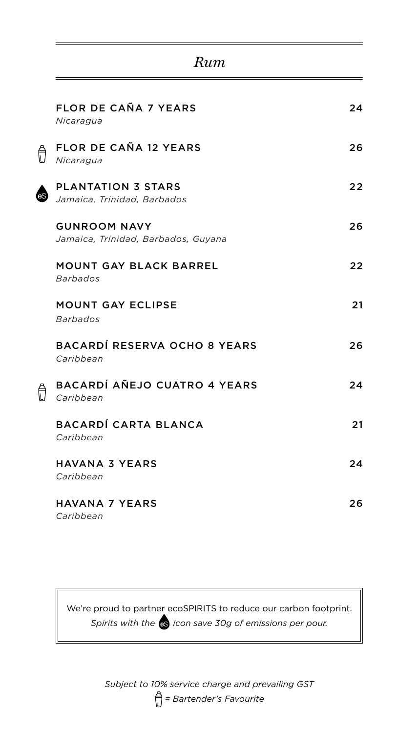# *Rum*

| Item | Price |
|---|---|
| **FLOR DE CAÑA 7 YEARS**<br>*Nicaragua* | 24 |
| 🍸 **FLOR DE CAÑA 12 YEARS**<br>*Nicaragua* | 26 |
| eS **PLANTATION 3 STARS**<br>*Jamaica, Trinidad, Barbados* | 22 |
| **GUNROOM NAVY**<br>*Jamaica, Trinidad, Barbados, Guyana* | 26 |
| **MOUNT GAY BLACK BARREL**<br>*Barbados* | 22 |
| **MOUNT GAY ECLIPSE**<br>*Barbados* | 21 |
| **BACARDÍ RESERVA OCHO 8 YEARS**<br>*Caribbean* | 26 |
| 🍸 **BACARDÍ AÑEJO CUATRO 4 YEARS**<br>*Caribbean* | 24 |
| **BACARDÍ CARTA BLANCA**<br>*Caribbean* | 21 |
| **HAVANA 3 YEARS**<br>*Caribbean* | 24 |
| **HAVANA 7 YEARS**<br>*Caribbean* | 26 |

We're proud to partner ecoSPIRITS to reduce our carbon footprint.
*Spirits with the eS icon save 30g of emissions per pour.*

*Subject to 10% service charge and prevailing GST*

*🍸 = Bartender's Favourite*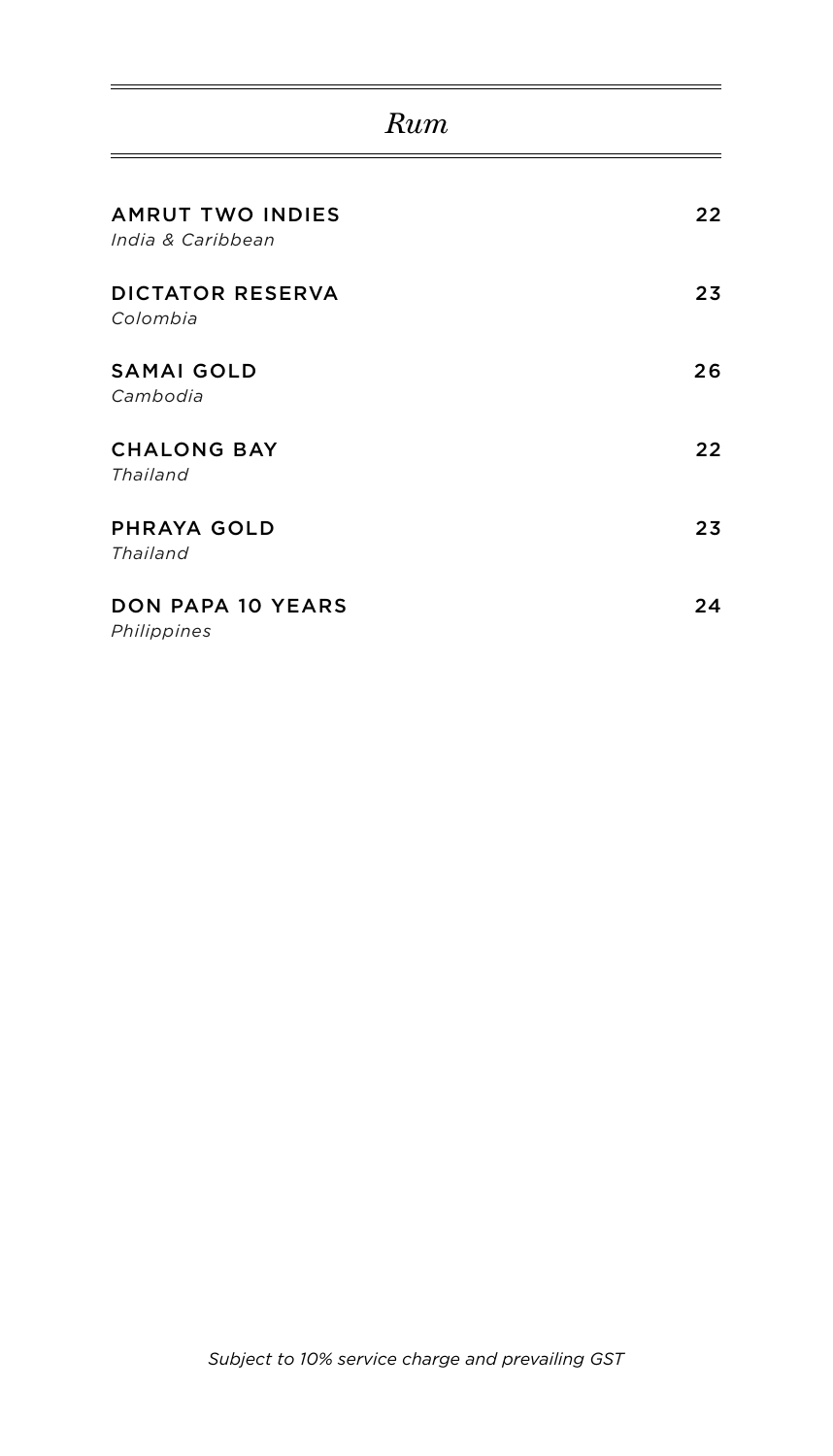# *Rum*

**AMRUT TWO INDIES** — 22
*India & Caribbean*

**DICTATOR RESERVA** — 23
*Colombia*

**SAMAI GOLD** — 26
*Cambodia*

**CHALONG BAY** — 22
*Thailand*

**PHRAYA GOLD** — 23
*Thailand*

**DON PAPA 10 YEARS** — 24
*Philippines*

*Subject to 10% service charge and prevailing GST*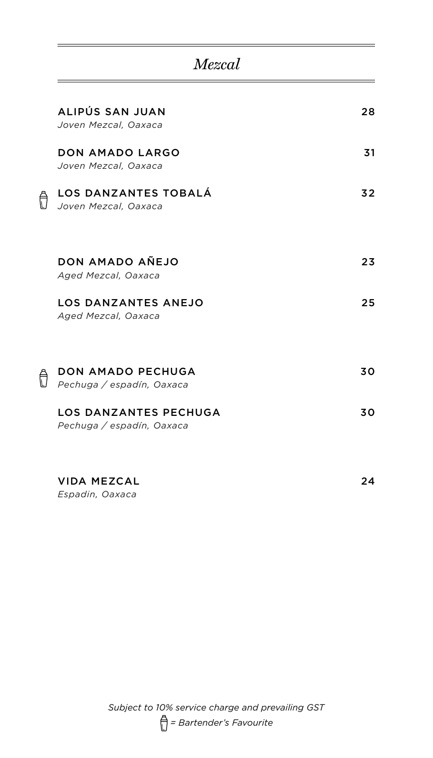# *Mezcal*

**ALIPÚS SAN JUAN** — 28
*Joven Mezcal, Oaxaca*

**DON AMADO LARGO** — 31
*Joven Mezcal, Oaxaca*

🍸 **LOS DANZANTES TOBALÁ** — 32
*Joven Mezcal, Oaxaca*

**DON AMADO AÑEJO** — 23
*Aged Mezcal, Oaxaca*

**LOS DANZANTES ANEJO** — 25
*Aged Mezcal, Oaxaca*

🍸 **DON AMADO PECHUGA** — 30
*Pechuga / espadín, Oaxaca*

**LOS DANZANTES PECHUGA** — 30
*Pechuga / espadín, Oaxaca*

**VIDA MEZCAL** — 24
*Espadin, Oaxaca*

*Subject to 10% service charge and prevailing GST*

*🍸 = Bartender's Favourite*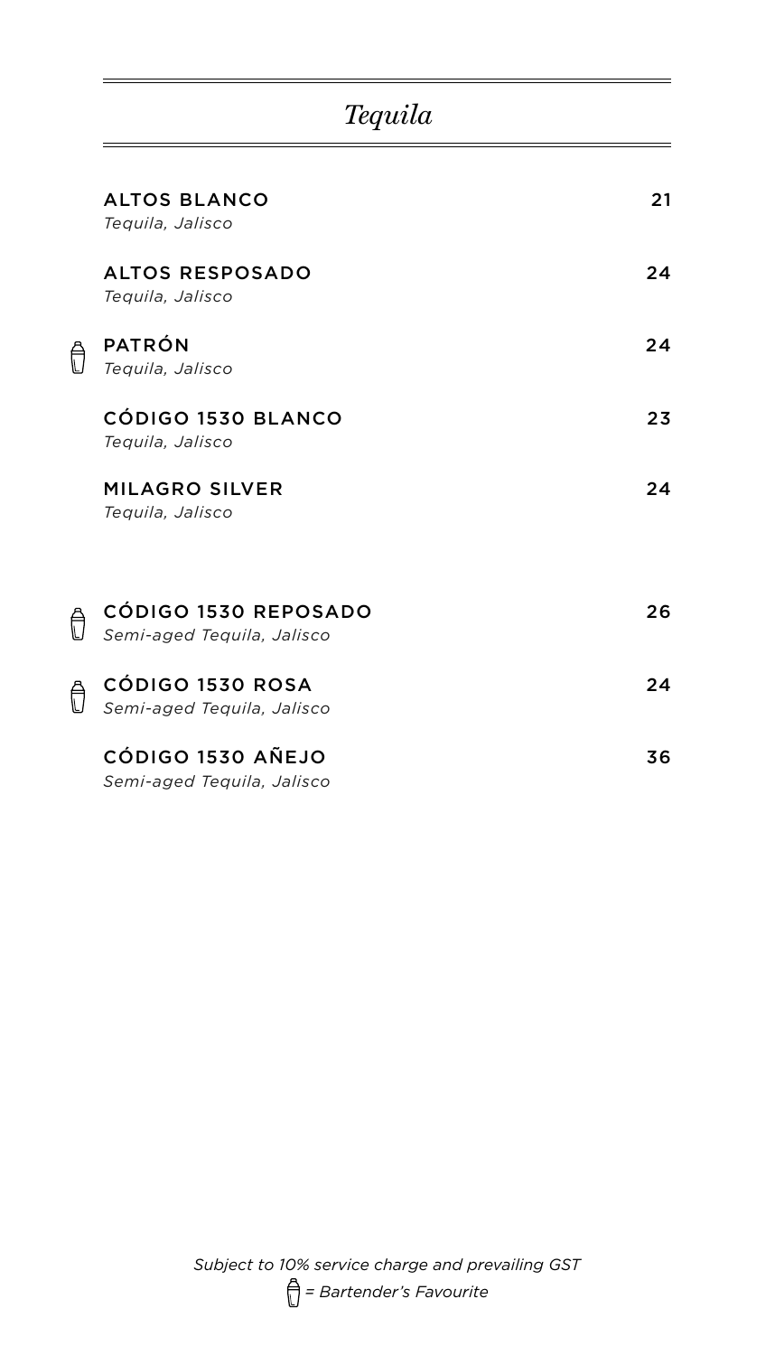# *Tequila*

**ALTOS BLANCO** — 21
*Tequila, Jalisco*

**ALTOS RESPOSADO** — 24
*Tequila, Jalisco*

🍸 **PATRÓN** — 24
*Tequila, Jalisco*

**CÓDIGO 1530 BLANCO** — 23
*Tequila, Jalisco*

**MILAGRO SILVER** — 24
*Tequila, Jalisco*

🍸 **CÓDIGO 1530 REPOSADO** — 26
*Semi-aged Tequila, Jalisco*

🍸 **CÓDIGO 1530 ROSA** — 24
*Semi-aged Tequila, Jalisco*

**CÓDIGO 1530 AÑEJO** — 36
*Semi-aged Tequila, Jalisco*

*Subject to 10% service charge and prevailing GST*

*🍸 = Bartender's Favourite*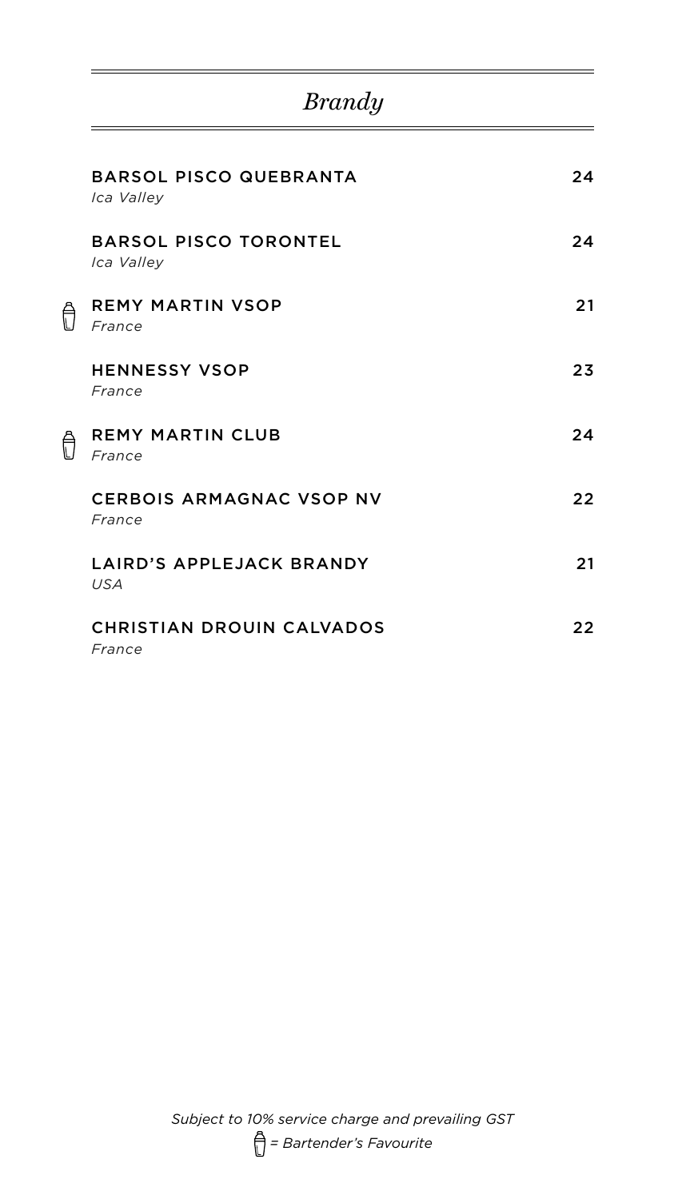# *Brandy*

| | Item | Price |
|---|---|---|
| | **BARSOL PISCO QUEBRANTA**<br>*Ica Valley* | 24 |
| | **BARSOL PISCO TORONTEL**<br>*Ica Valley* | 24 |
| 🍸 | **REMY MARTIN VSOP**<br>*France* | 21 |
| | **HENNESSY VSOP**<br>*France* | 23 |
| 🍸 | **REMY MARTIN CLUB**<br>*France* | 24 |
| | **CERBOIS ARMAGNAC VSOP NV**<br>*France* | 22 |
| | **LAIRD'S APPLEJACK BRANDY**<br>*USA* | 21 |
| | **CHRISTIAN DROUIN CALVADOS**<br>*France* | 22 |

*Subject to 10% service charge and prevailing GST*

🍸 *= Bartender's Favourite*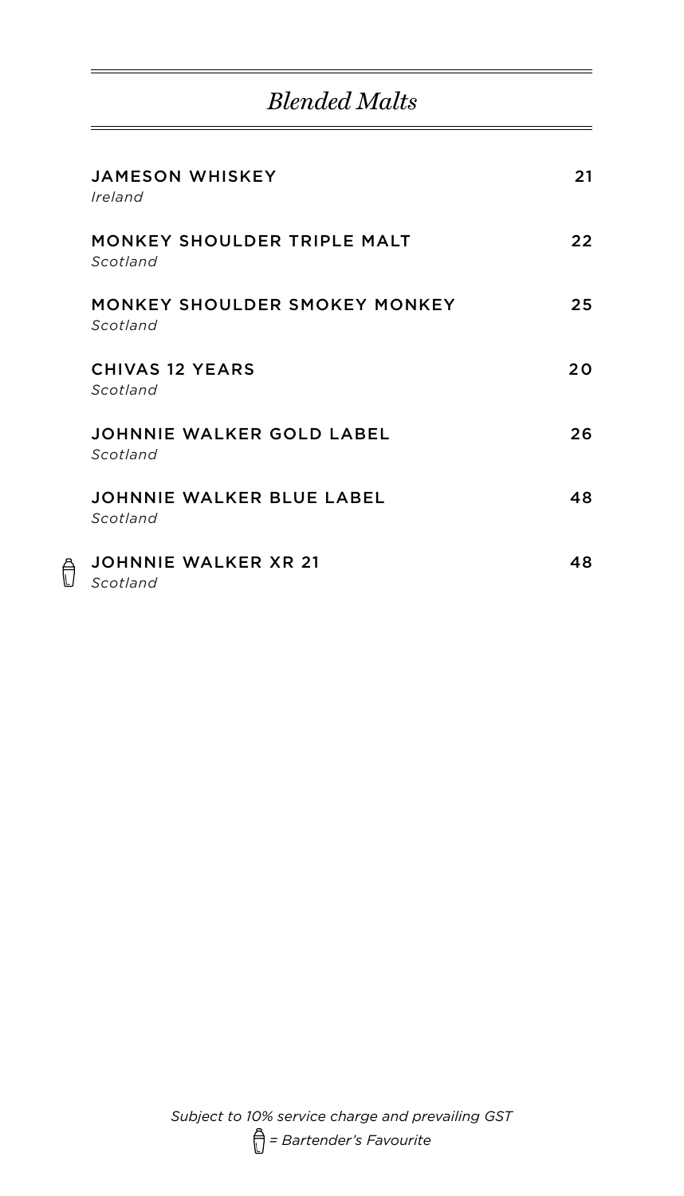## *Blended Malts*

| | | |
|---|---|---|
| | **JAMESON WHISKEY**<br>*Ireland* | 21 |
| | **MONKEY SHOULDER TRIPLE MALT**<br>*Scotland* | 22 |
| | **MONKEY SHOULDER SMOKEY MONKEY**<br>*Scotland* | 25 |
| | **CHIVAS 12 YEARS**<br>*Scotland* | 20 |
| | **JOHNNIE WALKER GOLD LABEL**<br>*Scotland* | 26 |
| | **JOHNNIE WALKER BLUE LABEL**<br>*Scotland* | 48 |
| 🍸 | **JOHNNIE WALKER XR 21**<br>*Scotland* | 48 |

*Subject to 10% service charge and prevailing GST*

*🍸 = Bartender's Favourite*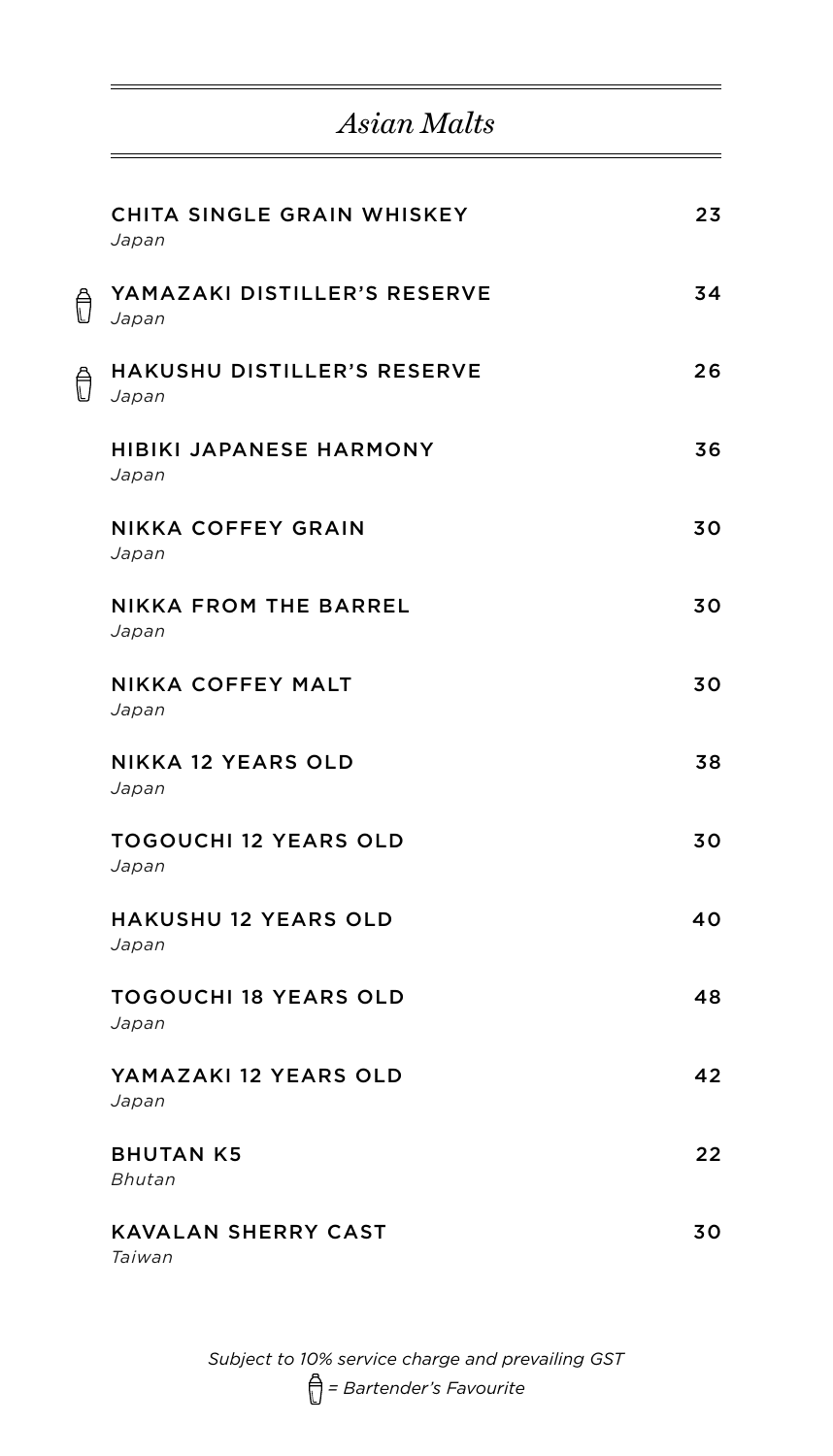# *Asian Malts*

| Item | Price |
| --- | --- |
| **CHITA SINGLE GRAIN WHISKEY** *Japan* | 23 |
| 🍸 **YAMAZAKI DISTILLER'S RESERVE** *Japan* | 34 |
| 🍸 **HAKUSHU DISTILLER'S RESERVE** *Japan* | 26 |
| **HIBIKI JAPANESE HARMONY** *Japan* | 36 |
| **NIKKA COFFEY GRAIN** *Japan* | 30 |
| **NIKKA FROM THE BARREL** *Japan* | 30 |
| **NIKKA COFFEY MALT** *Japan* | 30 |
| **NIKKA 12 YEARS OLD** *Japan* | 38 |
| **TOGOUCHI 12 YEARS OLD** *Japan* | 30 |
| **HAKUSHU 12 YEARS OLD** *Japan* | 40 |
| **TOGOUCHI 18 YEARS OLD** *Japan* | 48 |
| **YAMAZAKI 12 YEARS OLD** *Japan* | 42 |
| **BHUTAN K5** *Bhutan* | 22 |
| **KAVALAN SHERRY CAST** *Taiwan* | 30 |

*Subject to 10% service charge and prevailing GST*

🍸 *= Bartender's Favourite*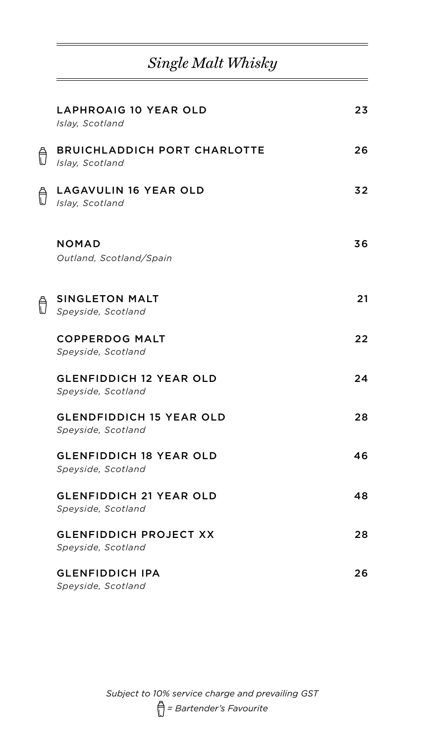## *Single Malt Whisky*

| | Item | Price |
|---|---|---|
| | **LAPHROAIG 10 YEAR OLD**<br>*Islay, Scotland* | 23 |
| 🍸 | **BRUICHLADDICH PORT CHARLOTTE**<br>*Islay, Scotland* | 26 |
| 🍸 | **LAGAVULIN 16 YEAR OLD**<br>*Islay, Scotland* | 32 |
| | **NOMAD**<br>*Outland, Scotland/Spain* | 36 |
| 🍸 | **SINGLETON MALT**<br>*Speyside, Scotland* | 21 |
| | **COPPERDOG MALT**<br>*Speyside, Scotland* | 22 |
| | **GLENFIDDICH 12 YEAR OLD**<br>*Speyside, Scotland* | 24 |
| | **GLENDFIDDICH 15 YEAR OLD**<br>*Speyside, Scotland* | 28 |
| | **GLENFIDDICH 18 YEAR OLD**<br>*Speyside, Scotland* | 46 |
| | **GLENFIDDICH 21 YEAR OLD**<br>*Speyside, Scotland* | 48 |
| | **GLENFIDDICH PROJECT XX**<br>*Speyside, Scotland* | 28 |
| | **GLENFIDDICH IPA**<br>*Speyside, Scotland* | 26 |

*Subject to 10% service charge and prevailing GST*

*🍸 = Bartender's Favourite*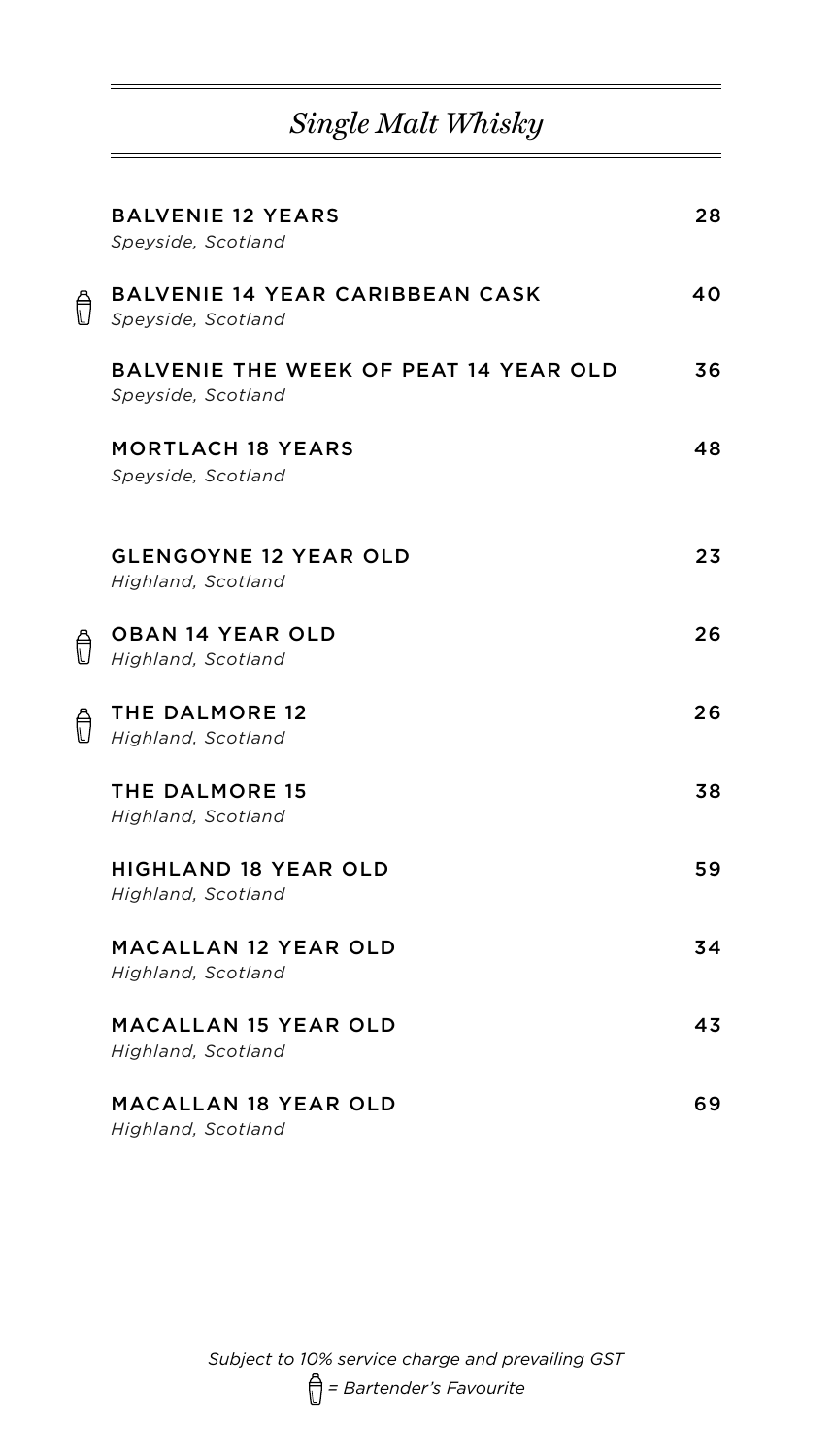# *Single Malt Whisky*

**BALVENIE 12 YEARS** — 28
*Speyside, Scotland*

🍸 **BALVENIE 14 YEAR CARIBBEAN CASK** — 40
*Speyside, Scotland*

**BALVENIE THE WEEK OF PEAT 14 YEAR OLD** — 36
*Speyside, Scotland*

**MORTLACH 18 YEARS** — 48
*Speyside, Scotland*

**GLENGOYNE 12 YEAR OLD** — 23
*Highland, Scotland*

🍸 **OBAN 14 YEAR OLD** — 26
*Highland, Scotland*

🍸 **THE DALMORE 12** — 26
*Highland, Scotland*

**THE DALMORE 15** — 38
*Highland, Scotland*

**HIGHLAND 18 YEAR OLD** — 59
*Highland, Scotland*

**MACALLAN 12 YEAR OLD** — 34
*Highland, Scotland*

**MACALLAN 15 YEAR OLD** — 43
*Highland, Scotland*

**MACALLAN 18 YEAR OLD** — 69
*Highland, Scotland*

*Subject to 10% service charge and prevailing GST*

*🍸 = Bartender's Favourite*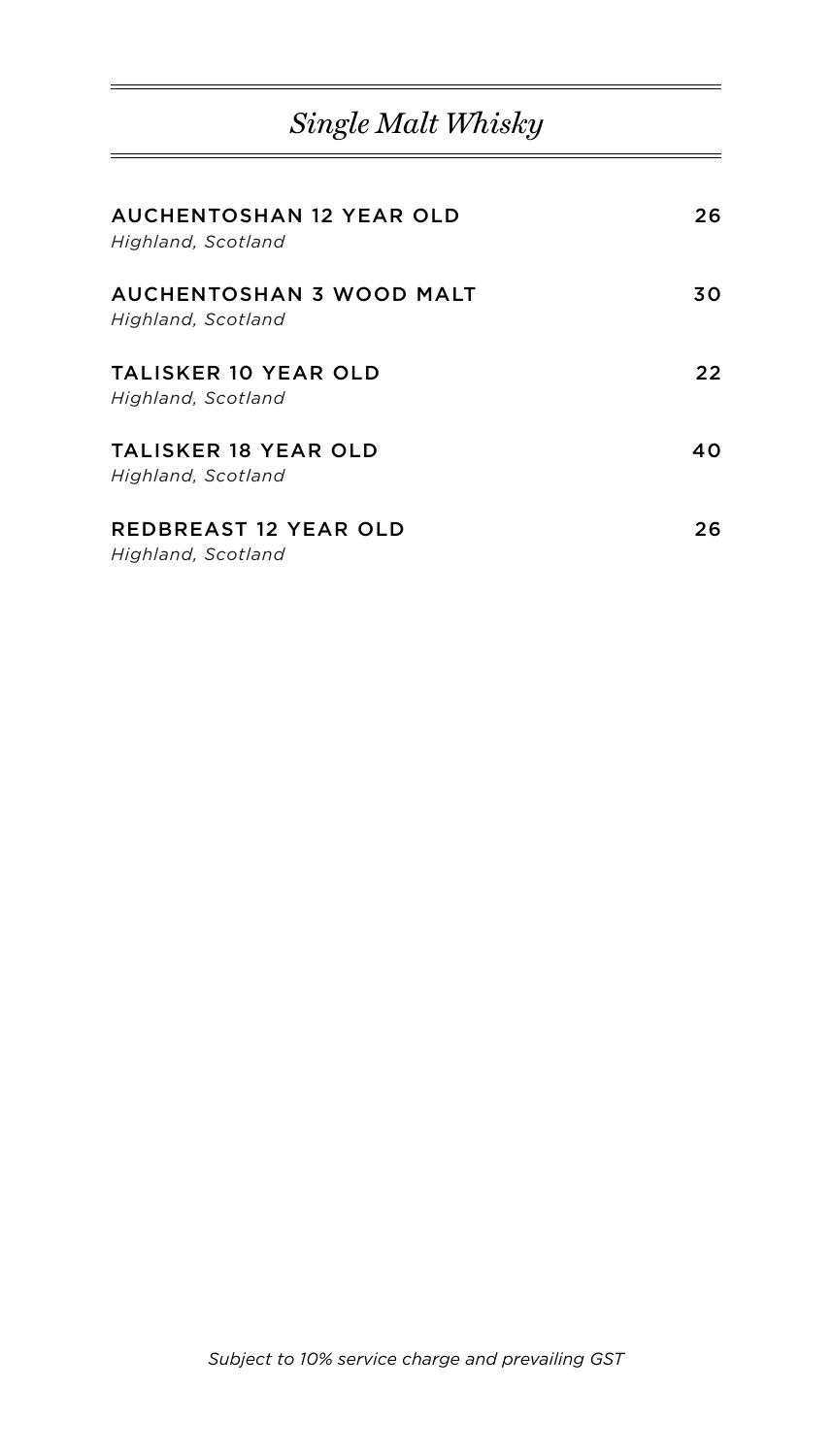## *Single Malt Whisky*

| | |
|---|---|
| AUCHENTOSHAN 12 YEAR OLD<br>*Highland, Scotland* | 26 |
| AUCHENTOSHAN 3 WOOD MALT<br>*Highland, Scotland* | 30 |
| TALISKER 10 YEAR OLD<br>*Highland, Scotland* | 22 |
| TALISKER 18 YEAR OLD<br>*Highland, Scotland* | 40 |
| REDBREAST 12 YEAR OLD<br>*Highland, Scotland* | 26 |

*Subject to 10% service charge and prevailing GST*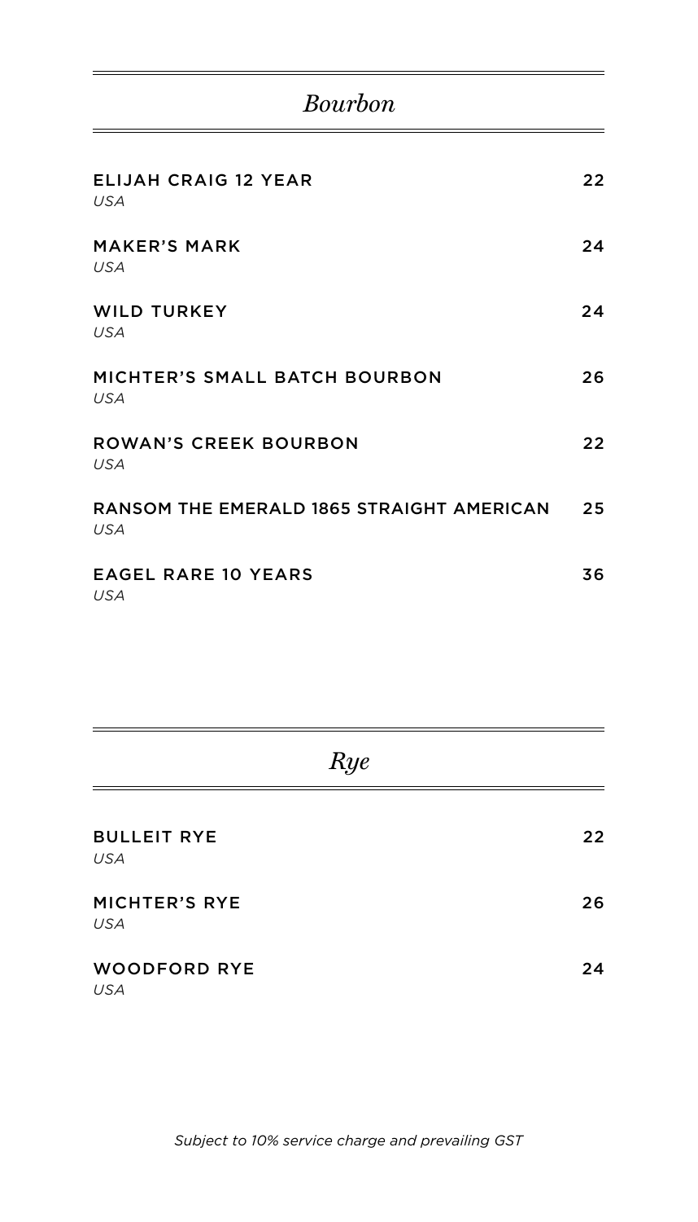## *Bourbon*

| | |
|---|---|
| **ELIJAH CRAIG 12 YEAR**<br>*USA* | 22 |
| **MAKER'S MARK**<br>*USA* | 24 |
| **WILD TURKEY**<br>*USA* | 24 |
| **MICHTER'S SMALL BATCH BOURBON**<br>*USA* | 26 |
| **ROWAN'S CREEK BOURBON**<br>*USA* | 22 |
| **RANSOM THE EMERALD 1865 STRAIGHT AMERICAN**<br>*USA* | 25 |
| **EAGEL RARE 10 YEARS**<br>*USA* | 36 |

## *Rye*

| | |
|---|---|
| **BULLEIT RYE**<br>*USA* | 22 |
| **MICHTER'S RYE**<br>*USA* | 26 |
| **WOODFORD RYE**<br>*USA* | 24 |

*Subject to 10% service charge and prevailing GST*